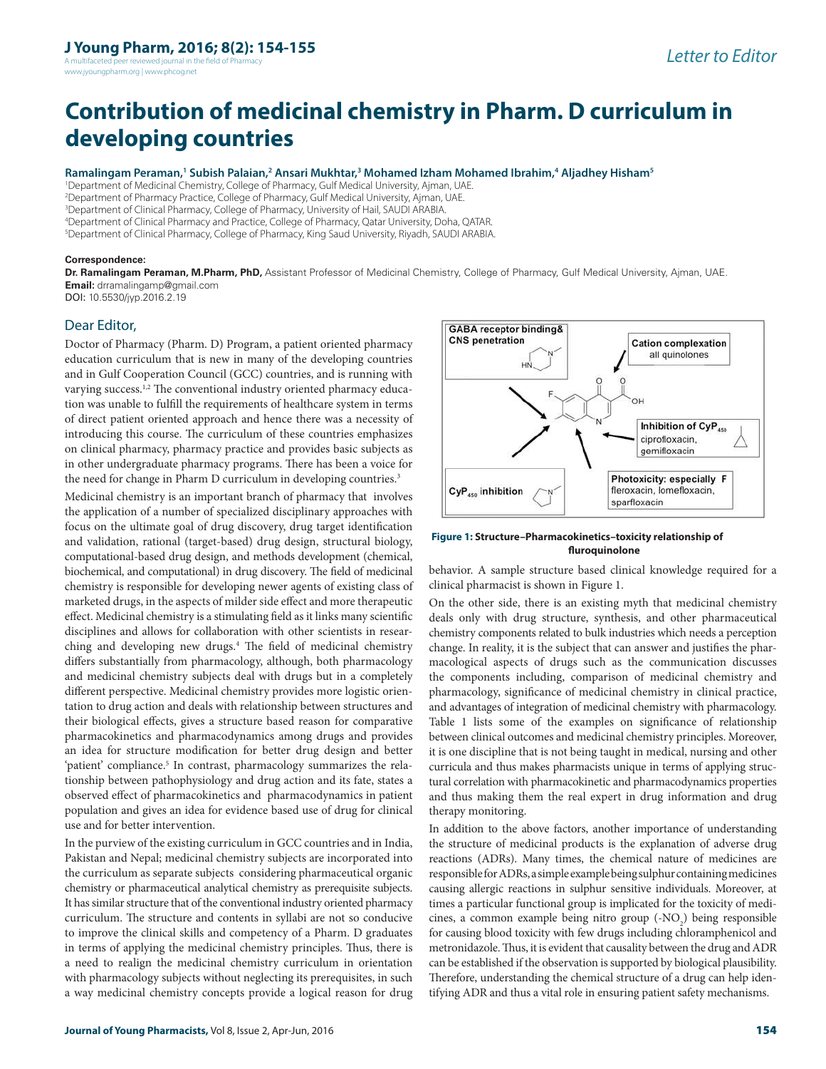Letter to Editor

# Contribution of medicinal chemistry in Pharm. D curriculum in developing countries

**Ramalingam Peraman,[1] Subish Palaian,[2] Ansari Mukhtar,[3] Mohamed Izham Mohamed Ibrahim,[4] Aljadhey Hisham[5]**

[1]Department of Medicinal Chemistry, College of Pharmacy, Gulf Medical University, Ajman, UAE.
[2]Department of Pharmacy Practice, College of Pharmacy, Gulf Medical University, Ajman, UAE.
[3]Department of Clinical Pharmacy, College of Pharmacy, University of Hail, SAUDI ARABIA.
[4]Department of Clinical Pharmacy and Practice, College of Pharmacy, Qatar University, Doha, QATAR.
[5]Department of Clinical Pharmacy, College of Pharmacy, King Saud University, Riyadh, SAUDI ARABIA.

**Correspondence:**
**Dr. Ramalingam Peraman, M.Pharm, PhD,** Assistant Professor of Medicinal Chemistry, College of Pharmacy, Gulf Medical University, Ajman, UAE.
**Email:** drramalingamp@gmail.com
DOI: 10.5530/jyp.2016.2.19

## Dear Editor,

Doctor of Pharmacy (Pharm. D) Program, a patient oriented pharmacy education curriculum that is new in many of the developing countries and in Gulf Cooperation Council (GCC) countries, and is running with varying success.[1,2] The conventional industry oriented pharmacy education was unable to fulfill the requirements of healthcare system in terms of direct patient oriented approach and hence there was a necessity of introducing this course. The curriculum of these countries emphasizes on clinical pharmacy, pharmacy practice and provides basic subjects as in other undergraduate pharmacy programs. There has been a voice for the need for change in Pharm D curriculum in developing countries.[3]

Medicinal chemistry is an important branch of pharmacy that involves the application of a number of specialized disciplinary approaches with focus on the ultimate goal of drug discovery, drug target identification and validation, rational (target-based) drug design, structural biology, computational-based drug design, and methods development (chemical, biochemical, and computational) in drug discovery. The field of medicinal chemistry is responsible for developing newer agents of existing class of marketed drugs, in the aspects of milder side effect and more therapeutic effect. Medicinal chemistry is a stimulating field as it links many scientific disciplines and allows for collaboration with other scientists in researching and developing new drugs.[4] The field of medicinal chemistry differs substantially from pharmacology, although, both pharmacology and medicinal chemistry subjects deal with drugs but in a completely different perspective. Medicinal chemistry provides more logistic orientation to drug action and deals with relationship between structures and their biological effects, gives a structure based reason for comparative pharmacokinetics and pharmacodynamics among drugs and provides an idea for structure modification for better drug design and better 'patient' compliance.[5] In contrast, pharmacology summarizes the relationship between pathophysiology and drug action and its fate, states a observed effect of pharmacokinetics and pharmacodynamics in patient population and gives an idea for evidence based use of drug for clinical use and for better intervention.

In the purview of the existing curriculum in GCC countries and in India, Pakistan and Nepal; medicinal chemistry subjects are incorporated into the curriculum as separate subjects considering pharmaceutical organic chemistry or pharmaceutical analytical chemistry as prerequisite subjects. It has similar structure that of the conventional industry oriented pharmacy curriculum. The structure and contents in syllabi are not so conducive to improve the clinical skills and competency of a Pharm. D graduates in terms of applying the medicinal chemistry principles. Thus, there is a need to realign the medicinal chemistry curriculum in orientation with pharmacology subjects without neglecting its prerequisites, in such a way medicinal chemistry concepts provide a logical reason for drug behavior. A sample structure based clinical knowledge required for a clinical pharmacist is shown in Figure 1.

GABA receptor binding& CNS penetration

Cation complexation all quinolones

Inhibition of $CyP_{450}$ ciprofloxacin, gemifloxacin

$CyP_{450}$ inhibition

Photoxicity: especially F fleroxacin, lomefloxacin, sparfloxacin

**Figure 1: Structure–Pharmacokinetics–toxicity relationship of fluroquinolone**

On the other side, there is an existing myth that medicinal chemistry deals only with drug structure, synthesis, and other pharmaceutical chemistry components related to bulk industries which needs a perception change. In reality, it is the subject that can answer and justifies the pharmacological aspects of drugs such as the communication discusses the components including, comparison of medicinal chemistry and pharmacology, significance of medicinal chemistry in clinical practice, and advantages of integration of medicinal chemistry with pharmacology. Table 1 lists some of the examples on significance of relationship between clinical outcomes and medicinal chemistry principles. Moreover, it is one discipline that is not being taught in medical, nursing and other curricula and thus makes pharmacists unique in terms of applying structural correlation with pharmacokinetic and pharmacodynamics properties and thus making them the real expert in drug information and drug therapy monitoring.

In addition to the above factors, another importance of understanding the structure of medicinal products is the explanation of adverse drug reactions (ADRs). Many times, the chemical nature of medicines are responsible for ADRs, a simple example being sulphur containing medicines causing allergic reactions in sulphur sensitive individuals. Moreover, at times a particular functional group is implicated for the toxicity of medicines, a common example being nitro group ($-NO_2$) being responsible for causing blood toxicity with few drugs including chloramphenicol and metronidazole. Thus, it is evident that causality between the drug and ADR can be established if the observation is supported by biological plausibility. Therefore, understanding the chemical structure of a drug can help identifying ADR and thus a vital role in ensuring patient safety mechanisms.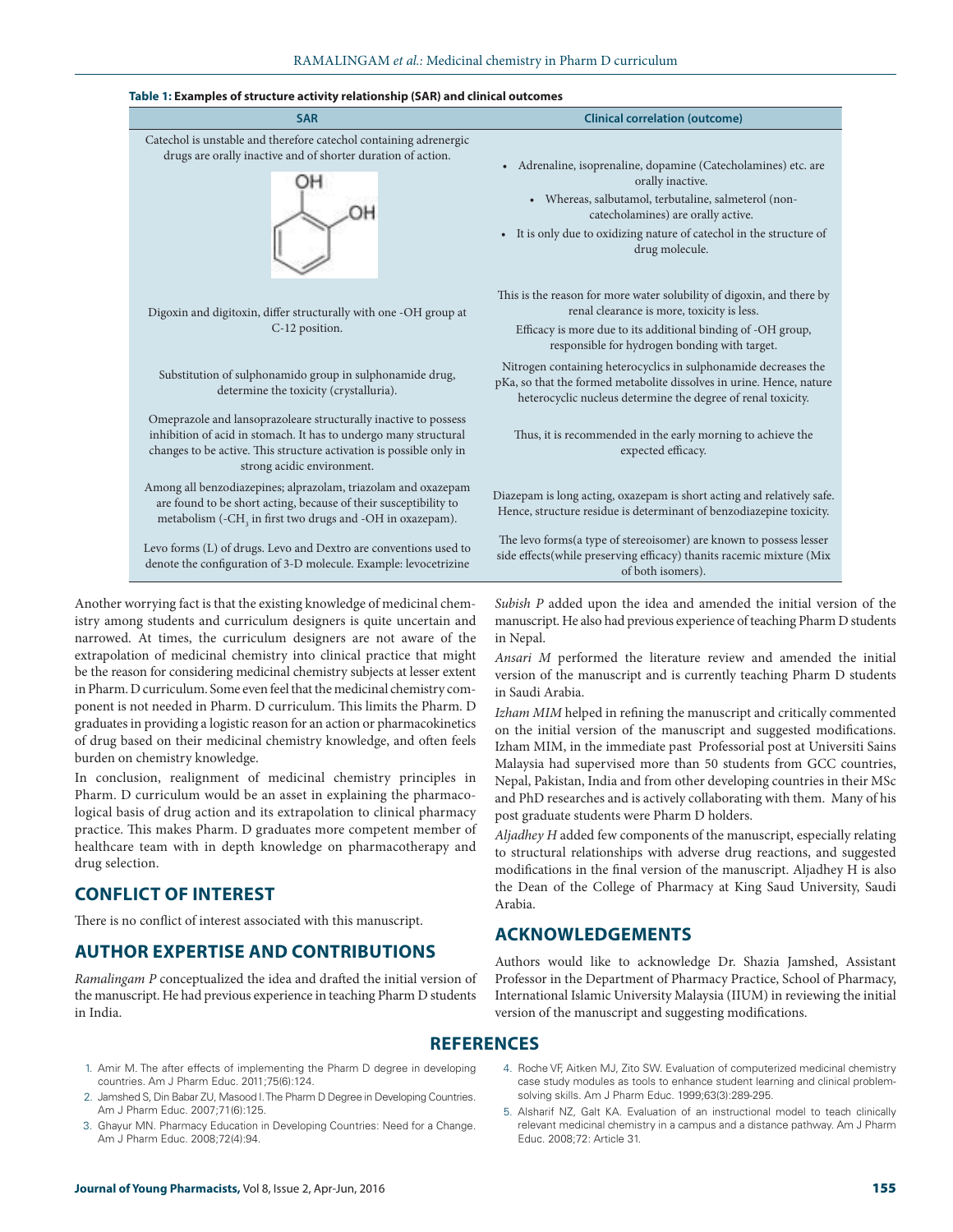**Table 1: Examples of structure activity relationship (SAR) and clinical outcomes**

| SAR | Clinical correlation (outcome) |
|---|---|
| Catechol is unstable and therefore catechol containing adrenergic drugs are orally inactive and of shorter duration of action. | • Adrenaline, isoprenaline, dopamine (Catecholamines) etc. are orally inactive. • Whereas, salbutamol, terbutaline, salmeterol (non-catecholamines) are orally active. • It is only due to oxidizing nature of catechol in the structure of drug molecule. |
| Digoxin and digitoxin, differ structurally with one -OH group at C-12 position. | This is the reason for more water solubility of digoxin, and there by renal clearance is more, toxicity is less. Efficacy is more due to its additional binding of -OH group, responsible for hydrogen bonding with target. |
| Substitution of sulphonamido group in sulphonamide drug, determine the toxicity (crystalluria). | Nitrogen containing heterocyclics in sulphonamide decreases the pKa, so that the formed metabolite dissolves in urine. Hence, nature heterocyclic nucleus determine the degree of renal toxicity. |
| Omeprazole and lansoprazoleare structurally inactive to possess inhibition of acid in stomach. It has to undergo many structural changes to be active. This structure activation is possible only in strong acidic environment. | Thus, it is recommended in the early morning to achieve the expected efficacy. |
| Among all benzodiazepines; alprazolam, triazolam and oxazepam are found to be short acting, because of their susceptibility to metabolism (-$CH_3$ in first two drugs and -OH in oxazepam). | Diazepam is long acting, oxazepam is short acting and relatively safe. Hence, structure residue is determinant of benzodiazepine toxicity. |
| Levo forms (L) of drugs. Levo and Dextro are conventions used to denote the configuration of 3-D molecule. Example: levocetrizine | The levo forms(a type of stereoisomer) are known to possess lesser side effects(while preserving efficacy) thanits racemic mixture (Mix of both isomers). |

Another worrying fact is that the existing knowledge of medicinal chemistry among students and curriculum designers is quite uncertain and narrowed. At times, the curriculum designers are not aware of the extrapolation of medicinal chemistry into clinical practice that might be the reason for considering medicinal chemistry subjects at lesser extent in Pharm. D curriculum. Some even feel that the medicinal chemistry component is not needed in Pharm. D curriculum. This limits the Pharm. D graduates in providing a logistic reason for an action or pharmacokinetics of drug based on their medicinal chemistry knowledge, and often feels burden on chemistry knowledge.

In conclusion, realignment of medicinal chemistry principles in Pharm. D curriculum would be an asset in explaining the pharmacological basis of drug action and its extrapolation to clinical pharmacy practice. This makes Pharm. D graduates more competent member of healthcare team with in depth knowledge on pharmacotherapy and drug selection.

## CONFLICT OF INTEREST

There is no conflict of interest associated with this manuscript.

## AUTHOR EXPERTISE AND CONTRIBUTIONS

*Ramalingam P* conceptualized the idea and drafted the initial version of the manuscript. He had previous experience in teaching Pharm D students in India.

*Subish P* added upon the idea and amended the initial version of the manuscript. He also had previous experience of teaching Pharm D students in Nepal.

*Ansari M* performed the literature review and amended the initial version of the manuscript and is currently teaching Pharm D students in Saudi Arabia.

*Izham MIM* helped in refining the manuscript and critically commented on the initial version of the manuscript and suggested modifications. Izham MIM, in the immediate past Professorial post at Universiti Sains Malaysia had supervised more than 50 students from GCC countries, Nepal, Pakistan, India and from other developing countries in their MSc and PhD researches and is actively collaborating with them. Many of his post graduate students were Pharm D holders.

*Aljadhey H* added few components of the manuscript, especially relating to structural relationships with adverse drug reactions, and suggested modifications in the final version of the manuscript. Aljadhey H is also the Dean of the College of Pharmacy at King Saud University, Saudi Arabia.

## ACKNOWLEDGEMENTS

Authors would like to acknowledge Dr. Shazia Jamshed, Assistant Professor in the Department of Pharmacy Practice, School of Pharmacy, International Islamic University Malaysia (IIUM) in reviewing the initial version of the manuscript and suggesting modifications.

## REFERENCES

1. Amir M. The after effects of implementing the Pharm D degree in developing countries. Am J Pharm Educ. 2011;75(6):124.
2. Jamshed S, Din Babar ZU, Masood I. The Pharm D Degree in Developing Countries. Am J Pharm Educ. 2007;71(6):125.
3. Ghayur MN. Pharmacy Education in Developing Countries: Need for a Change. Am J Pharm Educ. 2008;72(4):94.
4. Roche VF, Aitken MJ, Zito SW. Evaluation of computerized medicinal chemistry case study modules as tools to enhance student learning and clinical problem-solving skills. Am J Pharm Educ. 1999;63(3):289-295.
5. Alsharif NZ, Galt KA. Evaluation of an instructional model to teach clinically relevant medicinal chemistry in a campus and a distance pathway. Am J Pharm Educ. 2008;72: Article 31.